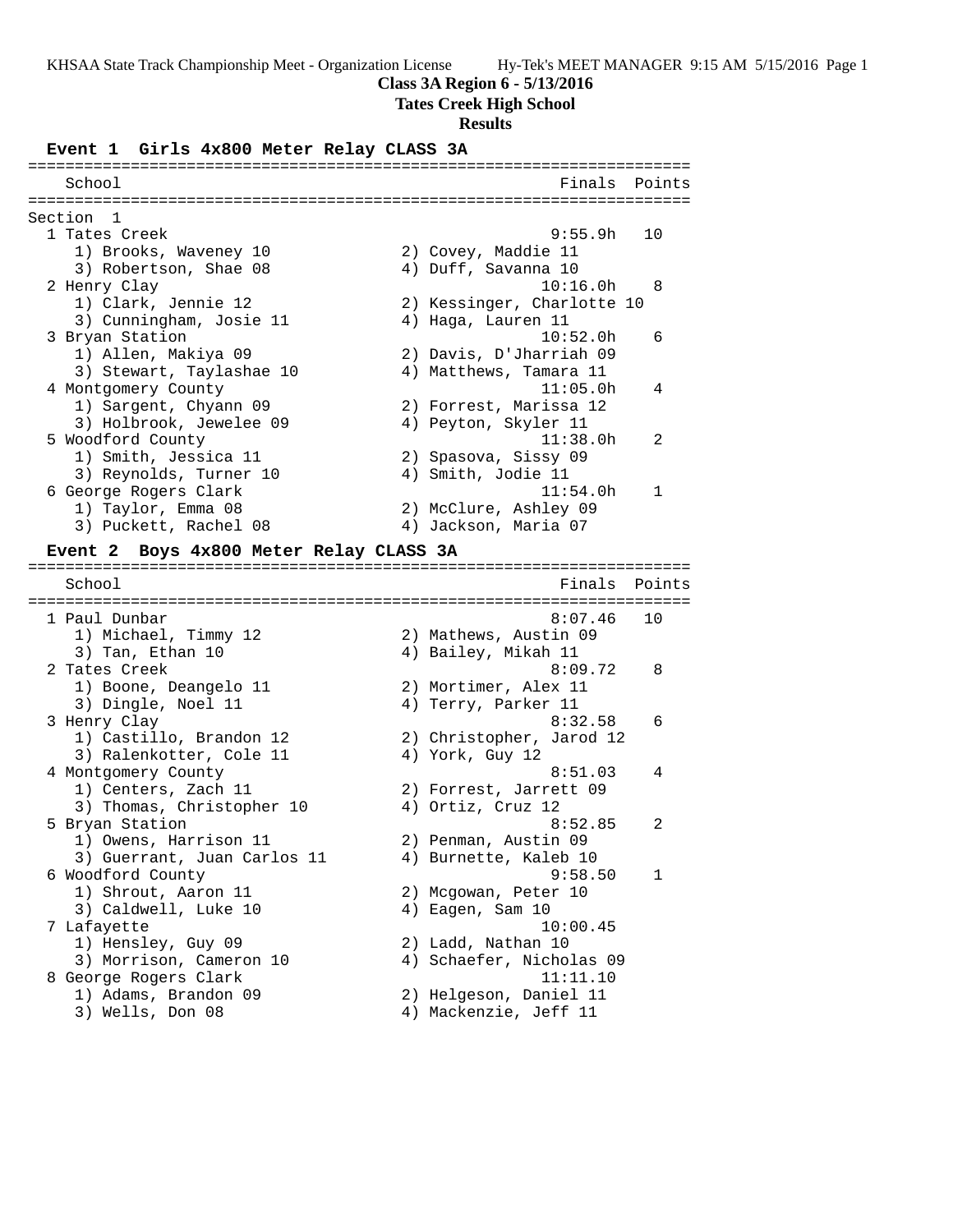KHSAA State Track Championship Meet - Organization License Hy-Tek's MEET MANAGER 9:15 AM 5/15/2016 Page 1

**Class 3A Region 6 - 5/13/2016**

**Tates Creek High School**

**Results**

### Event 1 Girls 4x800 Meter Relay CLASS 3A

```
=======================================================================
    School                                               Finals  Points
=======================================================================
Section  1
  1 Tates Creek                                          9:55.9h   10
     1) Brooks, Waveney 10              2) Covey, Maddie 11
     3) Robertson, Shae 08              4) Duff, Savanna 10
  2 Henry Clay                                          10:16.0h    8
     1) Clark, Jennie 12                2) Kessinger, Charlotte 10
     3) Cunningham, Josie 11            4) Haga, Lauren 11
  3 Bryan Station                                       10:52.0h    6
     1) Allen, Makiya 09                2) Davis, D'Jharriah 09
     3) Stewart, Taylashae 10           4) Matthews, Tamara 11
  4 Montgomery County                                   11:05.0h    4
     1) Sargent, Chyann 09              2) Forrest, Marissa 12
     3) Holbrook, Jewelee 09            4) Peyton, Skyler 11
  5 Woodford County                                     11:38.0h    2
     1) Smith, Jessica 11               2) Spasova, Sissy 09
     3) Reynolds, Turner 10             4) Smith, Jodie 11
  6 George Rogers Clark                                 11:54.0h    1
     1) Taylor, Emma 08                 2) McClure, Ashley 09
     3) Puckett, Rachel 08              4) Jackson, Maria 07
```

### Event 2 Boys 4x800 Meter Relay CLASS 3A

```
=======================================================================
    School                                               Finals  Points
=======================================================================
  1 Paul Dunbar                                          8:07.46   10
     1) Michael, Timmy 12               2) Mathews, Austin 09
     3) Tan, Ethan 10                   4) Bailey, Mikah 11
  2 Tates Creek                                          8:09.72    8
     1) Boone, Deangelo 11              2) Mortimer, Alex 11
     3) Dingle, Noel 11                 4) Terry, Parker 11
  3 Henry Clay                                           8:32.58    6
     1) Castillo, Brandon 12            2) Christopher, Jarod 12
     3) Ralenkotter, Cole 11            4) York, Guy 12
  4 Montgomery County                                    8:51.03    4
     1) Centers, Zach 11                2) Forrest, Jarrett 09
     3) Thomas, Christopher 10          4) Ortiz, Cruz 12
  5 Bryan Station                                        8:52.85    2
     1) Owens, Harrison 11              2) Penman, Austin 09
     3) Guerrant, Juan Carlos 11        4) Burnette, Kaleb 10
  6 Woodford County                                      9:58.50    1
     1) Shrout, Aaron 11                2) Mcgowan, Peter 10
     3) Caldwell, Luke 10               4) Eagen, Sam 10
  7 Lafayette                                           10:00.45
     1) Hensley, Guy 09                 2) Ladd, Nathan 10
     3) Morrison, Cameron 10            4) Schaefer, Nicholas 09
  8 George Rogers Clark                                 11:11.10
     1) Adams, Brandon 09               2) Helgeson, Daniel 11
     3) Wells, Don 08                   4) Mackenzie, Jeff 11
```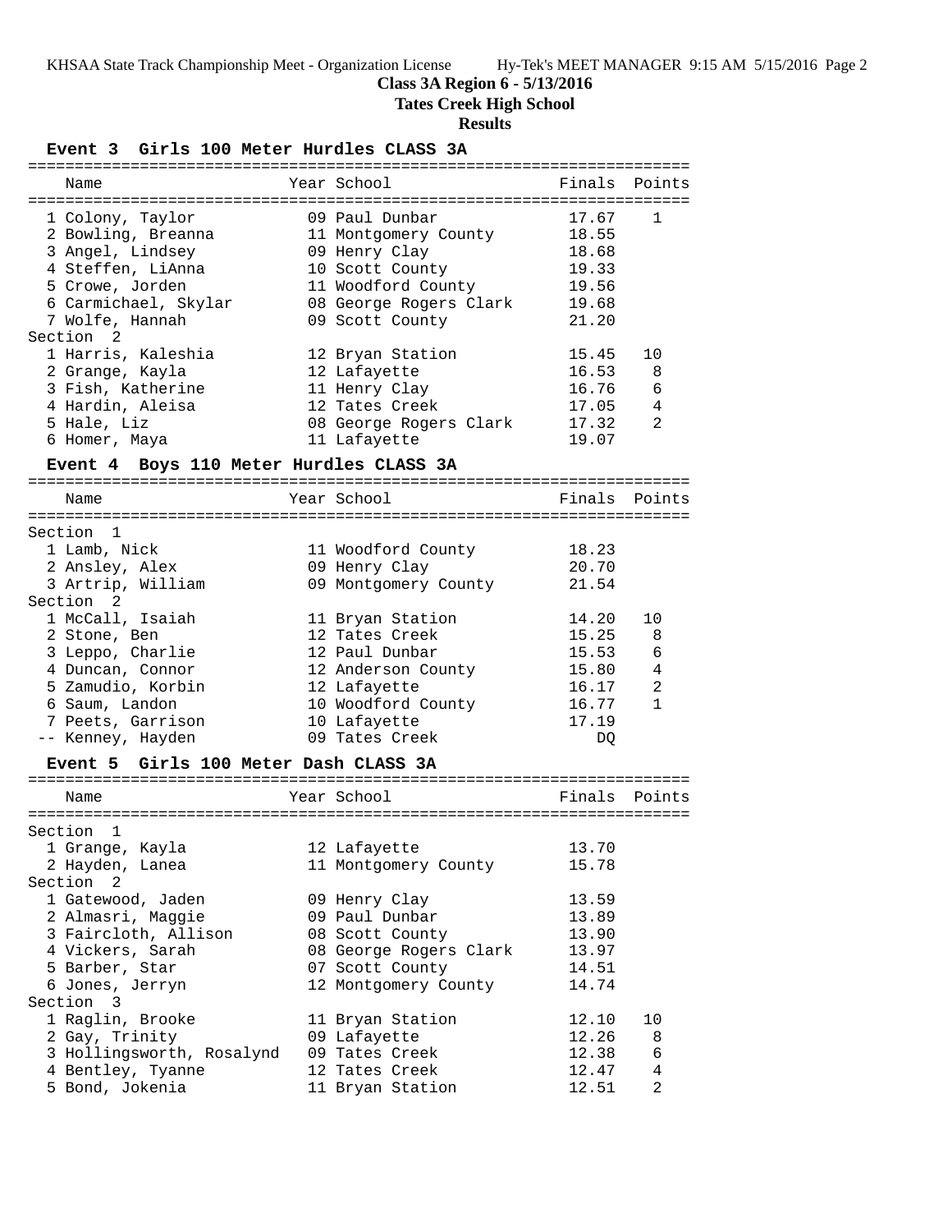KHSAA State Track Championship Meet - Organization License Hy-Tek's MEET MANAGER 9:15 AM 5/15/2016 Page 2

**Class 3A Region 6 - 5/13/2016**

**Tates Creek High School**

**Results**

### Event 3 Girls 100 Meter Hurdles CLASS 3A

| Name | Year | School | Finals | Points |
|---|---|---|---|---|
| 1 Colony, Taylor | 09 | Paul Dunbar | 17.67 | 1 |
| 2 Bowling, Breanna | 11 | Montgomery County | 18.55 | |
| 3 Angel, Lindsey | 09 | Henry Clay | 18.68 | |
| 4 Steffen, LiAnna | 10 | Scott County | 19.33 | |
| 5 Crowe, Jorden | 11 | Woodford County | 19.56 | |
| 6 Carmichael, Skylar | 08 | George Rogers Clark | 19.68 | |
| 7 Wolfe, Hannah | 09 | Scott County | 21.20 | |
| **Section 2** | | | | |
| 1 Harris, Kaleshia | 12 | Bryan Station | 15.45 | 10 |
| 2 Grange, Kayla | 12 | Lafayette | 16.53 | 8 |
| 3 Fish, Katherine | 11 | Henry Clay | 16.76 | 6 |
| 4 Hardin, Aleisa | 12 | Tates Creek | 17.05 | 4 |
| 5 Hale, Liz | 08 | George Rogers Clark | 17.32 | 2 |
| 6 Homer, Maya | 11 | Lafayette | 19.07 | |

### Event 4 Boys 110 Meter Hurdles CLASS 3A

| Name | Year | School | Finals | Points |
|---|---|---|---|---|
| **Section 1** | | | | |
| 1 Lamb, Nick | 11 | Woodford County | 18.23 | |
| 2 Ansley, Alex | 09 | Henry Clay | 20.70 | |
| 3 Artrip, William | 09 | Montgomery County | 21.54 | |
| **Section 2** | | | | |
| 1 McCall, Isaiah | 11 | Bryan Station | 14.20 | 10 |
| 2 Stone, Ben | 12 | Tates Creek | 15.25 | 8 |
| 3 Leppo, Charlie | 12 | Paul Dunbar | 15.53 | 6 |
| 4 Duncan, Connor | 12 | Anderson County | 15.80 | 4 |
| 5 Zamudio, Korbin | 12 | Lafayette | 16.17 | 2 |
| 6 Saum, Landon | 10 | Woodford County | 16.77 | 1 |
| 7 Peets, Garrison | 10 | Lafayette | 17.19 | |
| -- Kenney, Hayden | 09 | Tates Creek | DQ | |

### Event 5 Girls 100 Meter Dash CLASS 3A

| Name | Year | School | Finals | Points |
|---|---|---|---|---|
| **Section 1** | | | | |
| 1 Grange, Kayla | 12 | Lafayette | 13.70 | |
| 2 Hayden, Lanea | 11 | Montgomery County | 15.78 | |
| **Section 2** | | | | |
| 1 Gatewood, Jaden | 09 | Henry Clay | 13.59 | |
| 2 Almasri, Maggie | 09 | Paul Dunbar | 13.89 | |
| 3 Faircloth, Allison | 08 | Scott County | 13.90 | |
| 4 Vickers, Sarah | 08 | George Rogers Clark | 13.97 | |
| 5 Barber, Star | 07 | Scott County | 14.51 | |
| 6 Jones, Jerryn | 12 | Montgomery County | 14.74 | |
| **Section 3** | | | | |
| 1 Raglin, Brooke | 11 | Bryan Station | 12.10 | 10 |
| 2 Gay, Trinity | 09 | Lafayette | 12.26 | 8 |
| 3 Hollingsworth, Rosalynd | 09 | Tates Creek | 12.38 | 6 |
| 4 Bentley, Tyanne | 12 | Tates Creek | 12.47 | 4 |
| 5 Bond, Jokenia | 11 | Bryan Station | 12.51 | 2 |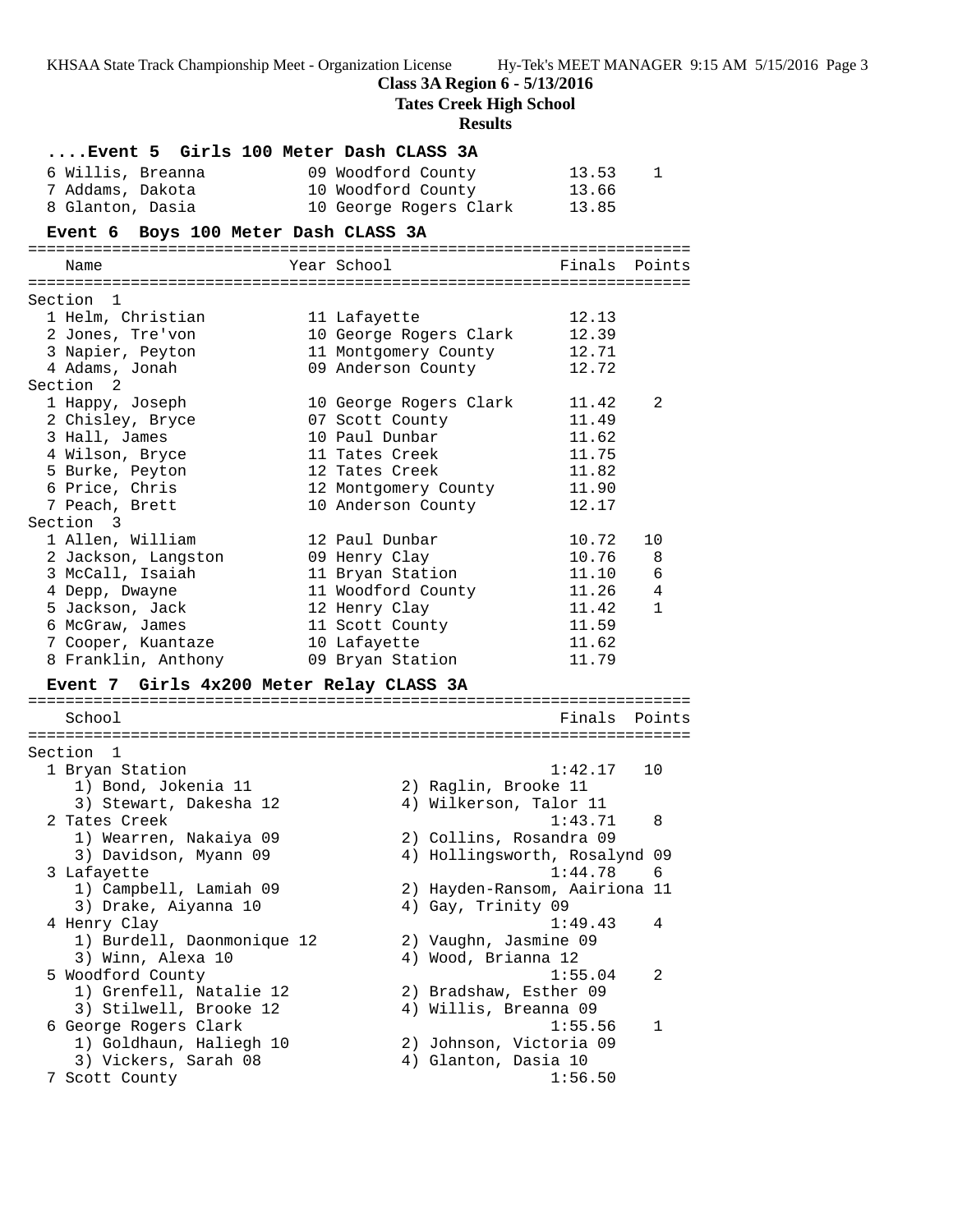**Class 3A Region 6 - 5/13/2016**
**Tates Creek High School**
**Results**

### ....Event 5 Girls 100 Meter Dash CLASS 3A

| Name | Year | School | Finals | Points |
|---|---|---|---|---|
| 6 Willis, Breanna | 09 | Woodford County | 13.53 | 1 |
| 7 Addams, Dakota | 10 | Woodford County | 13.66 | |
| 8 Glanton, Dasia | 10 | George Rogers Clark | 13.85 | |

### Event 6 Boys 100 Meter Dash CLASS 3A

| Name | Year | School | Finals | Points |
|---|---|---|---|---|
| **Section 1** | | | | |
| 1 Helm, Christian | 11 | Lafayette | 12.13 | |
| 2 Jones, Tre'von | 10 | George Rogers Clark | 12.39 | |
| 3 Napier, Peyton | 11 | Montgomery County | 12.71 | |
| 4 Adams, Jonah | 09 | Anderson County | 12.72 | |
| **Section 2** | | | | |
| 1 Happy, Joseph | 10 | George Rogers Clark | 11.42 | 2 |
| 2 Chisley, Bryce | 07 | Scott County | 11.49 | |
| 3 Hall, James | 10 | Paul Dunbar | 11.62 | |
| 4 Wilson, Bryce | 11 | Tates Creek | 11.75 | |
| 5 Burke, Peyton | 12 | Tates Creek | 11.82 | |
| 6 Price, Chris | 12 | Montgomery County | 11.90 | |
| 7 Peach, Brett | 10 | Anderson County | 12.17 | |
| **Section 3** | | | | |
| 1 Allen, William | 12 | Paul Dunbar | 10.72 | 10 |
| 2 Jackson, Langston | 09 | Henry Clay | 10.76 | 8 |
| 3 McCall, Isaiah | 11 | Bryan Station | 11.10 | 6 |
| 4 Depp, Dwayne | 11 | Woodford County | 11.26 | 4 |
| 5 Jackson, Jack | 12 | Henry Clay | 11.42 | 1 |
| 6 McGraw, James | 11 | Scott County | 11.59 | |
| 7 Cooper, Kuantaze | 10 | Lafayette | 11.62 | |
| 8 Franklin, Anthony | 09 | Bryan Station | 11.79 | |

### Event 7 Girls 4x200 Meter Relay CLASS 3A

| School | | Finals | Points |
|---|---|---|---|
| **Section 1** | | | |
| 1 Bryan Station | | 1:42.17 | 10 |
| 1) Bond, Jokenia 11 | 2) Raglin, Brooke 11 | | |
| 3) Stewart, Dakesha 12 | 4) Wilkerson, Talor 11 | | |
| 2 Tates Creek | | 1:43.71 | 8 |
| 1) Wearren, Nakaiya 09 | 2) Collins, Rosandra 09 | | |
| 3) Davidson, Myann 09 | 4) Hollingsworth, Rosalynd 09 | | |
| 3 Lafayette | | 1:44.78 | 6 |
| 1) Campbell, Lamiah 09 | 2) Hayden-Ransom, Aairiona 11 | | |
| 3) Drake, Aiyanna 10 | 4) Gay, Trinity 09 | | |
| 4 Henry Clay | | 1:49.43 | 4 |
| 1) Burdell, Daonmonique 12 | 2) Vaughn, Jasmine 09 | | |
| 3) Winn, Alexa 10 | 4) Wood, Brianna 12 | | |
| 5 Woodford County | | 1:55.04 | 2 |
| 1) Grenfell, Natalie 12 | 2) Bradshaw, Esther 09 | | |
| 3) Stilwell, Brooke 12 | 4) Willis, Breanna 09 | | |
| 6 George Rogers Clark | | 1:55.56 | 1 |
| 1) Goldhaun, Haliegh 10 | 2) Johnson, Victoria 09 | | |
| 3) Vickers, Sarah 08 | 4) Glanton, Dasia 10 | | |
| 7 Scott County | | 1:56.50 | |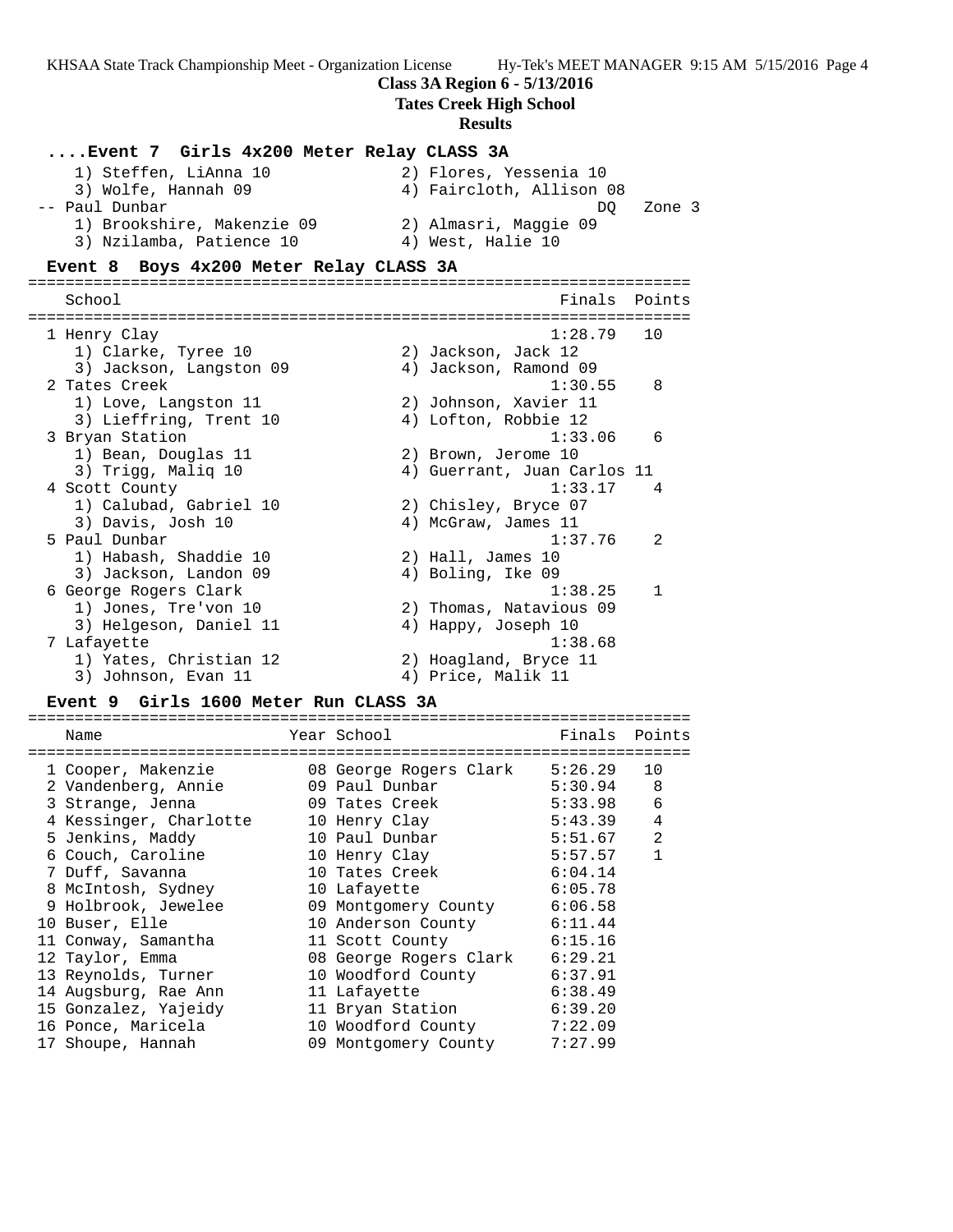**Class 3A Region 6 - 5/13/2016**

**Tates Creek High School**

**Results**

### ....Event 7 Girls 4x200 Meter Relay CLASS 3A

1) Steffen, LiAnna 10 | 2) Flores, Yessenia 10
3) Wolfe, Hannah 09 | 4) Faircloth, Allison 08

-- Paul Dunbar — DQ Zone 3

1) Brookshire, Makenzie 09 | 2) Almasri, Maggie 09
3) Nzilamba, Patience 10 | 4) West, Halie 10

### Event 8 Boys 4x200 Meter Relay CLASS 3A

| School | Finals | Points |
|---|---|---|
| 1 Henry Clay | 1:28.79 | 10 |
| 1) Clarke, Tyree 10; 2) Jackson, Jack 12; 3) Jackson, Langston 09; 4) Jackson, Ramond 09 | | |
| 2 Tates Creek | 1:30.55 | 8 |
| 1) Love, Langston 11; 2) Johnson, Xavier 11; 3) Lieffring, Trent 10; 4) Lofton, Robbie 12 | | |
| 3 Bryan Station | 1:33.06 | 6 |
| 1) Bean, Douglas 11; 2) Brown, Jerome 10; 3) Trigg, Maliq 10; 4) Guerrant, Juan Carlos 11 | | |
| 4 Scott County | 1:33.17 | 4 |
| 1) Calubad, Gabriel 10; 2) Chisley, Bryce 07; 3) Davis, Josh 10; 4) McGraw, James 11 | | |
| 5 Paul Dunbar | 1:37.76 | 2 |
| 1) Habash, Shaddie 10; 2) Hall, James 10; 3) Jackson, Landon 09; 4) Boling, Ike 09 | | |
| 6 George Rogers Clark | 1:38.25 | 1 |
| 1) Jones, Tre'von 10; 2) Thomas, Natavious 09; 3) Helgeson, Daniel 11; 4) Happy, Joseph 10 | | |
| 7 Lafayette | 1:38.68 | |
| 1) Yates, Christian 12; 2) Hoagland, Bryce 11; 3) Johnson, Evan 11; 4) Price, Malik 11 | | |

### Event 9 Girls 1600 Meter Run CLASS 3A

| Name | Year | School | Finals | Points |
|---|---|---|---|---|
| 1 Cooper, Makenzie | 08 | George Rogers Clark | 5:26.29 | 10 |
| 2 Vandenberg, Annie | 09 | Paul Dunbar | 5:30.94 | 8 |
| 3 Strange, Jenna | 09 | Tates Creek | 5:33.98 | 6 |
| 4 Kessinger, Charlotte | 10 | Henry Clay | 5:43.39 | 4 |
| 5 Jenkins, Maddy | 10 | Paul Dunbar | 5:51.67 | 2 |
| 6 Couch, Caroline | 10 | Henry Clay | 5:57.57 | 1 |
| 7 Duff, Savanna | 10 | Tates Creek | 6:04.14 | |
| 8 McIntosh, Sydney | 10 | Lafayette | 6:05.78 | |
| 9 Holbrook, Jewelee | 09 | Montgomery County | 6:06.58 | |
| 10 Buser, Elle | 10 | Anderson County | 6:11.44 | |
| 11 Conway, Samantha | 11 | Scott County | 6:15.16 | |
| 12 Taylor, Emma | 08 | George Rogers Clark | 6:29.21 | |
| 13 Reynolds, Turner | 10 | Woodford County | 6:37.91 | |
| 14 Augsburg, Rae Ann | 11 | Lafayette | 6:38.49 | |
| 15 Gonzalez, Yajeidy | 11 | Bryan Station | 6:39.20 | |
| 16 Ponce, Maricela | 10 | Woodford County | 7:22.09 | |
| 17 Shoupe, Hannah | 09 | Montgomery County | 7:27.99 | |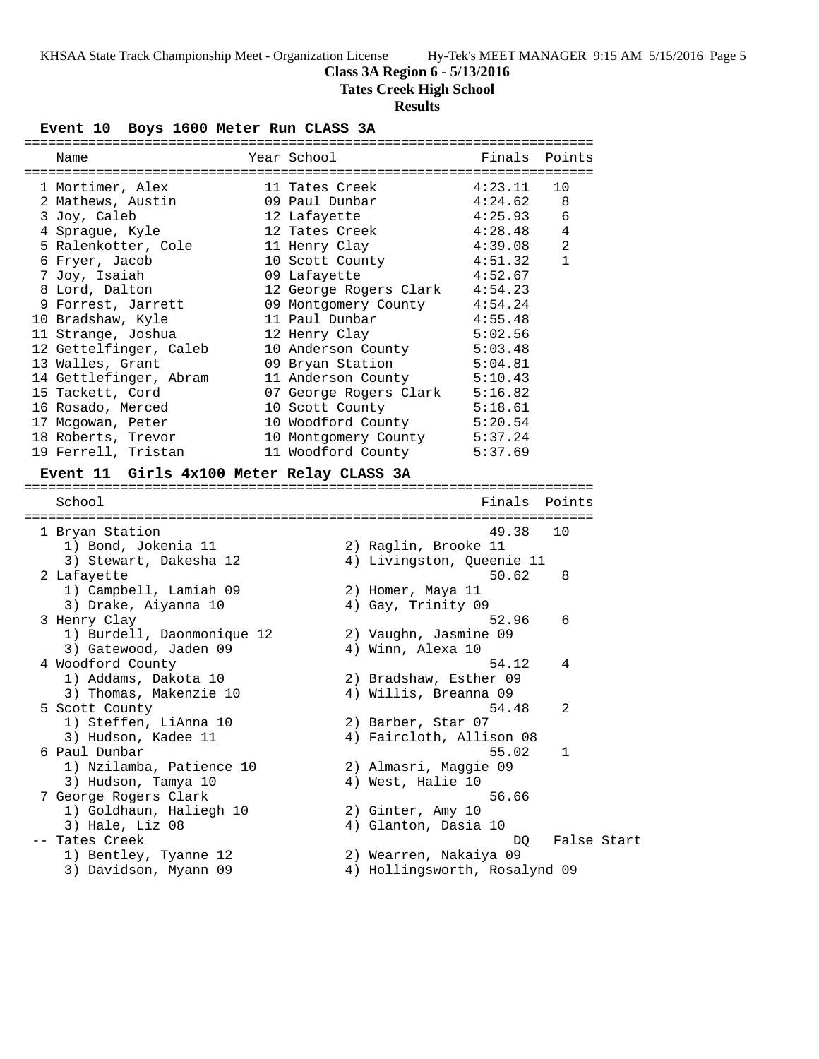**Class 3A Region 6 - 5/13/2016**

**Tates Creek High School**

**Results**

### Event 10 Boys 1600 Meter Run CLASS 3A

| Name | Year | School | Finals | Points |
|---|---|---|---|---|
| 1 Mortimer, Alex | 11 | Tates Creek | 4:23.11 | 10 |
| 2 Mathews, Austin | 09 | Paul Dunbar | 4:24.62 | 8 |
| 3 Joy, Caleb | 12 | Lafayette | 4:25.93 | 6 |
| 4 Sprague, Kyle | 12 | Tates Creek | 4:28.48 | 4 |
| 5 Ralenkotter, Cole | 11 | Henry Clay | 4:39.08 | 2 |
| 6 Fryer, Jacob | 10 | Scott County | 4:51.32 | 1 |
| 7 Joy, Isaiah | 09 | Lafayette | 4:52.67 | |
| 8 Lord, Dalton | 12 | George Rogers Clark | 4:54.23 | |
| 9 Forrest, Jarrett | 09 | Montgomery County | 4:54.24 | |
| 10 Bradshaw, Kyle | 11 | Paul Dunbar | 4:55.48 | |
| 11 Strange, Joshua | 12 | Henry Clay | 5:02.56 | |
| 12 Gettelfinger, Caleb | 10 | Anderson County | 5:03.48 | |
| 13 Walles, Grant | 09 | Bryan Station | 5:04.81 | |
| 14 Gettlefinger, Abram | 11 | Anderson County | 5:10.43 | |
| 15 Tackett, Cord | 07 | George Rogers Clark | 5:16.82 | |
| 16 Rosado, Merced | 10 | Scott County | 5:18.61 | |
| 17 Mcgowan, Peter | 10 | Woodford County | 5:20.54 | |
| 18 Roberts, Trevor | 10 | Montgomery County | 5:37.24 | |
| 19 Ferrell, Tristan | 11 | Woodford County | 5:37.69 | |

### Event 11 Girls 4x100 Meter Relay CLASS 3A

| School | Finals | Points |
|---|---|---|
| 1 Bryan Station | 49.38 | 10 |
| 1) Bond, Jokenia 11; 2) Raglin, Brooke 11; 3) Stewart, Dakesha 12; 4) Livingston, Queenie 11 | | |
| 2 Lafayette | 50.62 | 8 |
| 1) Campbell, Lamiah 09; 2) Homer, Maya 11; 3) Drake, Aiyanna 10; 4) Gay, Trinity 09 | | |
| 3 Henry Clay | 52.96 | 6 |
| 1) Burdell, Daonmonique 12; 2) Vaughn, Jasmine 09; 3) Gatewood, Jaden 09; 4) Winn, Alexa 10 | | |
| 4 Woodford County | 54.12 | 4 |
| 1) Addams, Dakota 10; 2) Bradshaw, Esther 09; 3) Thomas, Makenzie 10; 4) Willis, Breanna 09 | | |
| 5 Scott County | 54.48 | 2 |
| 1) Steffen, LiAnna 10; 2) Barber, Star 07; 3) Hudson, Kadee 11; 4) Faircloth, Allison 08 | | |
| 6 Paul Dunbar | 55.02 | 1 |
| 1) Nzilamba, Patience 10; 2) Almasri, Maggie 09; 3) Hudson, Tamya 10; 4) West, Halie 10 | | |
| 7 George Rogers Clark | 56.66 | |
| 1) Goldhaun, Haliegh 10; 2) Ginter, Amy 10; 3) Hale, Liz 08; 4) Glanton, Dasia 10 | | |
| -- Tates Creek | DQ | False Start |
| 1) Bentley, Tyanne 12; 2) Wearren, Nakaiya 09; 3) Davidson, Myann 09; 4) Hollingsworth, Rosalynd 09 | | |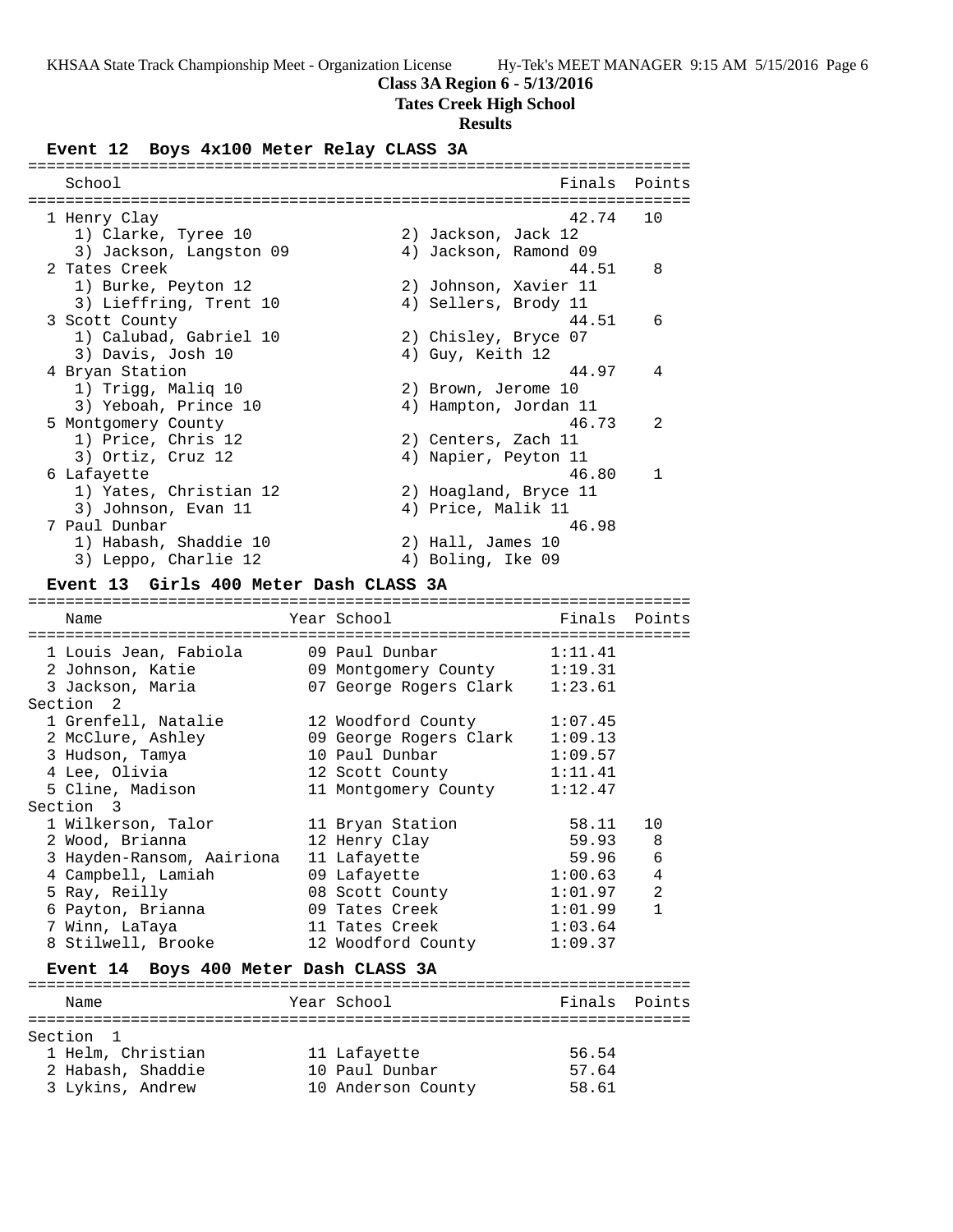**Class 3A Region 6 - 5/13/2016**

**Tates Creek High School**

**Results**

### Event 12 Boys 4x100 Meter Relay CLASS 3A

| School | Finals | Points |
|---|---|---|
| 1 Henry Clay | 42.74 | 10 |
| 1) Clarke, Tyree 10; 2) Jackson, Jack 12; 3) Jackson, Langston 09; 4) Jackson, Ramond 09 | | |
| 2 Tates Creek | 44.51 | 8 |
| 1) Burke, Peyton 12; 2) Johnson, Xavier 11; 3) Lieffring, Trent 10; 4) Sellers, Brody 11 | | |
| 3 Scott County | 44.51 | 6 |
| 1) Calubad, Gabriel 10; 2) Chisley, Bryce 07; 3) Davis, Josh 10; 4) Guy, Keith 12 | | |
| 4 Bryan Station | 44.97 | 4 |
| 1) Trigg, Maliq 10; 2) Brown, Jerome 10; 3) Yeboah, Prince 10; 4) Hampton, Jordan 11 | | |
| 5 Montgomery County | 46.73 | 2 |
| 1) Price, Chris 12; 2) Centers, Zach 11; 3) Ortiz, Cruz 12; 4) Napier, Peyton 11 | | |
| 6 Lafayette | 46.80 | 1 |
| 1) Yates, Christian 12; 2) Hoagland, Bryce 11; 3) Johnson, Evan 11; 4) Price, Malik 11 | | |
| 7 Paul Dunbar | 46.98 | |
| 1) Habash, Shaddie 10; 2) Hall, James 10; 3) Leppo, Charlie 12; 4) Boling, Ike 09 | | |

### Event 13 Girls 400 Meter Dash CLASS 3A

| Name | Year | School | Finals | Points |
|---|---|---|---|---|
| 1 Louis Jean, Fabiola | 09 | Paul Dunbar | 1:11.41 | |
| 2 Johnson, Katie | 09 | Montgomery County | 1:19.31 | |
| 3 Jackson, Maria | 07 | George Rogers Clark | 1:23.61 | |
| **Section 2** | | | | |
| 1 Grenfell, Natalie | 12 | Woodford County | 1:07.45 | |
| 2 McClure, Ashley | 09 | George Rogers Clark | 1:09.13 | |
| 3 Hudson, Tamya | 10 | Paul Dunbar | 1:09.57 | |
| 4 Lee, Olivia | 12 | Scott County | 1:11.41 | |
| 5 Cline, Madison | 11 | Montgomery County | 1:12.47 | |
| **Section 3** | | | | |
| 1 Wilkerson, Talor | 11 | Bryan Station | 58.11 | 10 |
| 2 Wood, Brianna | 12 | Henry Clay | 59.93 | 8 |
| 3 Hayden-Ransom, Aairiona | 11 | Lafayette | 59.96 | 6 |
| 4 Campbell, Lamiah | 09 | Lafayette | 1:00.63 | 4 |
| 5 Ray, Reilly | 08 | Scott County | 1:01.97 | 2 |
| 6 Payton, Brianna | 09 | Tates Creek | 1:01.99 | 1 |
| 7 Winn, LaTaya | 11 | Tates Creek | 1:03.64 | |
| 8 Stilwell, Brooke | 12 | Woodford County | 1:09.37 | |

### Event 14 Boys 400 Meter Dash CLASS 3A

| Name | Year | School | Finals | Points |
|---|---|---|---|---|
| **Section 1** | | | | |
| 1 Helm, Christian | 11 | Lafayette | 56.54 | |
| 2 Habash, Shaddie | 10 | Paul Dunbar | 57.64 | |
| 3 Lykins, Andrew | 10 | Anderson County | 58.61 | |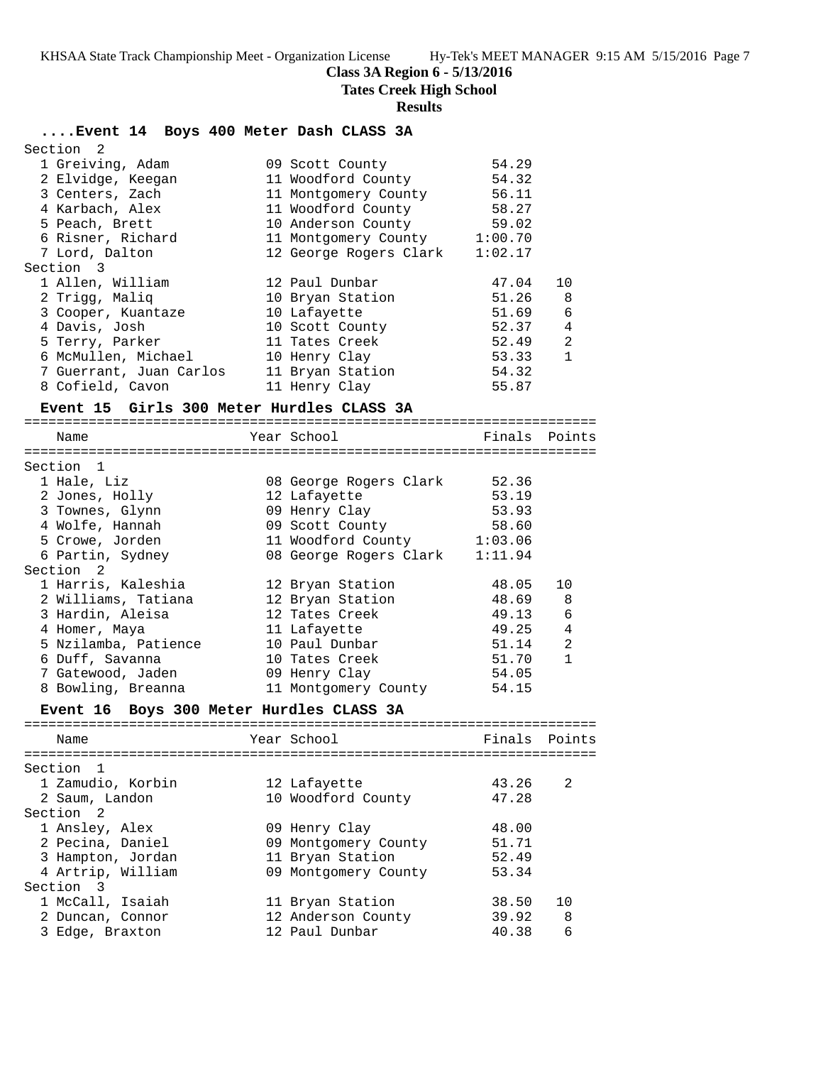**Class 3A Region 6 - 5/13/2016**

**Tates Creek High School**

**Results**

### ....Event 14 Boys 400 Meter Dash CLASS 3A

| Name | Year | School | Finals | Points |
|---|---|---|---|---|
| **Section 2** | | | | |
| 1 Greiving, Adam | 09 | Scott County | 54.29 | |
| 2 Elvidge, Keegan | 11 | Woodford County | 54.32 | |
| 3 Centers, Zach | 11 | Montgomery County | 56.11 | |
| 4 Karbach, Alex | 11 | Woodford County | 58.27 | |
| 5 Peach, Brett | 10 | Anderson County | 59.02 | |
| 6 Risner, Richard | 11 | Montgomery County | 1:00.70 | |
| 7 Lord, Dalton | 12 | George Rogers Clark | 1:02.17 | |
| **Section 3** | | | | |
| 1 Allen, William | 12 | Paul Dunbar | 47.04 | 10 |
| 2 Trigg, Maliq | 10 | Bryan Station | 51.26 | 8 |
| 3 Cooper, Kuantaze | 10 | Lafayette | 51.69 | 6 |
| 4 Davis, Josh | 10 | Scott County | 52.37 | 4 |
| 5 Terry, Parker | 11 | Tates Creek | 52.49 | 2 |
| 6 McMullen, Michael | 10 | Henry Clay | 53.33 | 1 |
| 7 Guerrant, Juan Carlos | 11 | Bryan Station | 54.32 | |
| 8 Cofield, Cavon | 11 | Henry Clay | 55.87 | |

### Event 15 Girls 300 Meter Hurdles CLASS 3A

| Name | Year | School | Finals | Points |
|---|---|---|---|---|
| **Section 1** | | | | |
| 1 Hale, Liz | 08 | George Rogers Clark | 52.36 | |
| 2 Jones, Holly | 12 | Lafayette | 53.19 | |
| 3 Townes, Glynn | 09 | Henry Clay | 53.93 | |
| 4 Wolfe, Hannah | 09 | Scott County | 58.60 | |
| 5 Crowe, Jorden | 11 | Woodford County | 1:03.06 | |
| 6 Partin, Sydney | 08 | George Rogers Clark | 1:11.94 | |
| **Section 2** | | | | |
| 1 Harris, Kaleshia | 12 | Bryan Station | 48.05 | 10 |
| 2 Williams, Tatiana | 12 | Bryan Station | 48.69 | 8 |
| 3 Hardin, Aleisa | 12 | Tates Creek | 49.13 | 6 |
| 4 Homer, Maya | 11 | Lafayette | 49.25 | 4 |
| 5 Nzilamba, Patience | 10 | Paul Dunbar | 51.14 | 2 |
| 6 Duff, Savanna | 10 | Tates Creek | 51.70 | 1 |
| 7 Gatewood, Jaden | 09 | Henry Clay | 54.05 | |
| 8 Bowling, Breanna | 11 | Montgomery County | 54.15 | |

### Event 16 Boys 300 Meter Hurdles CLASS 3A

| Name | Year | School | Finals | Points |
|---|---|---|---|---|
| **Section 1** | | | | |
| 1 Zamudio, Korbin | 12 | Lafayette | 43.26 | 2 |
| 2 Saum, Landon | 10 | Woodford County | 47.28 | |
| **Section 2** | | | | |
| 1 Ansley, Alex | 09 | Henry Clay | 48.00 | |
| 2 Pecina, Daniel | 09 | Montgomery County | 51.71 | |
| 3 Hampton, Jordan | 11 | Bryan Station | 52.49 | |
| 4 Artrip, William | 09 | Montgomery County | 53.34 | |
| **Section 3** | | | | |
| 1 McCall, Isaiah | 11 | Bryan Station | 38.50 | 10 |
| 2 Duncan, Connor | 12 | Anderson County | 39.92 | 8 |
| 3 Edge, Braxton | 12 | Paul Dunbar | 40.38 | 6 |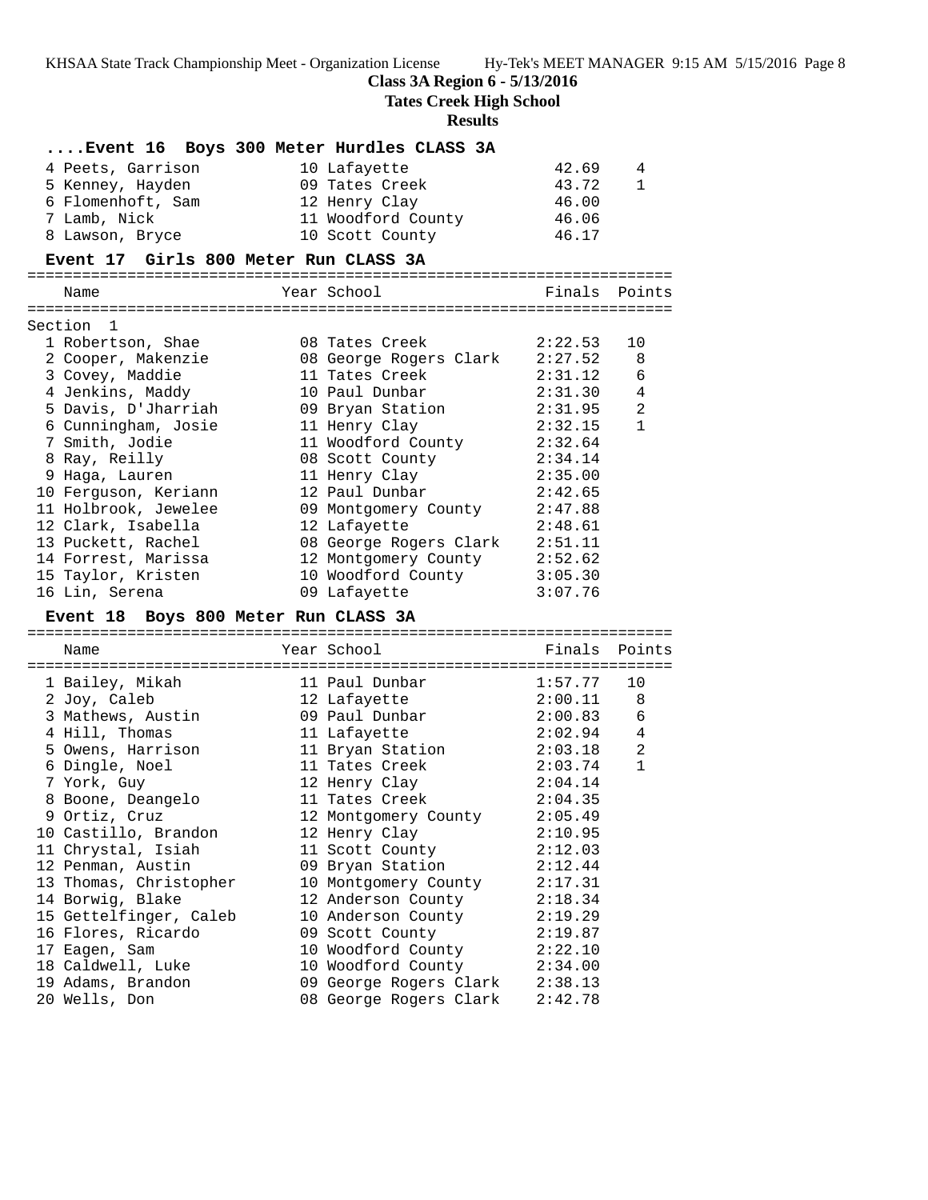**Class 3A Region 6 - 5/13/2016**

**Tates Creek High School**

**Results**

### ....Event 16 Boys 300 Meter Hurdles CLASS 3A

| Name | Year | School | Finals | Points |
|---|---|---|---|---|
| 4 Peets, Garrison | 10 | Lafayette | 42.69 | 4 |
| 5 Kenney, Hayden | 09 | Tates Creek | 43.72 | 1 |
| 6 Flomenhoft, Sam | 12 | Henry Clay | 46.00 | |
| 7 Lamb, Nick | 11 | Woodford County | 46.06 | |
| 8 Lawson, Bryce | 10 | Scott County | 46.17 | |

### Event 17 Girls 800 Meter Run CLASS 3A

Section 1

| Name | Year | School | Finals | Points |
|---|---|---|---|---|
| 1 Robertson, Shae | 08 | Tates Creek | 2:22.53 | 10 |
| 2 Cooper, Makenzie | 08 | George Rogers Clark | 2:27.52 | 8 |
| 3 Covey, Maddie | 11 | Tates Creek | 2:31.12 | 6 |
| 4 Jenkins, Maddy | 10 | Paul Dunbar | 2:31.30 | 4 |
| 5 Davis, D'Jharriah | 09 | Bryan Station | 2:31.95 | 2 |
| 6 Cunningham, Josie | 11 | Henry Clay | 2:32.15 | 1 |
| 7 Smith, Jodie | 11 | Woodford County | 2:32.64 | |
| 8 Ray, Reilly | 08 | Scott County | 2:34.14 | |
| 9 Haga, Lauren | 11 | Henry Clay | 2:35.00 | |
| 10 Ferguson, Keriann | 12 | Paul Dunbar | 2:42.65 | |
| 11 Holbrook, Jewelee | 09 | Montgomery County | 2:47.88 | |
| 12 Clark, Isabella | 12 | Lafayette | 2:48.61 | |
| 13 Puckett, Rachel | 08 | George Rogers Clark | 2:51.11 | |
| 14 Forrest, Marissa | 12 | Montgomery County | 2:52.62 | |
| 15 Taylor, Kristen | 10 | Woodford County | 3:05.30 | |
| 16 Lin, Serena | 09 | Lafayette | 3:07.76 | |

### Event 18 Boys 800 Meter Run CLASS 3A

| Name | Year | School | Finals | Points |
|---|---|---|---|---|
| 1 Bailey, Mikah | 11 | Paul Dunbar | 1:57.77 | 10 |
| 2 Joy, Caleb | 12 | Lafayette | 2:00.11 | 8 |
| 3 Mathews, Austin | 09 | Paul Dunbar | 2:00.83 | 6 |
| 4 Hill, Thomas | 11 | Lafayette | 2:02.94 | 4 |
| 5 Owens, Harrison | 11 | Bryan Station | 2:03.18 | 2 |
| 6 Dingle, Noel | 11 | Tates Creek | 2:03.74 | 1 |
| 7 York, Guy | 12 | Henry Clay | 2:04.14 | |
| 8 Boone, Deangelo | 11 | Tates Creek | 2:04.35 | |
| 9 Ortiz, Cruz | 12 | Montgomery County | 2:05.49 | |
| 10 Castillo, Brandon | 12 | Henry Clay | 2:10.95 | |
| 11 Chrystal, Isiah | 11 | Scott County | 2:12.03 | |
| 12 Penman, Austin | 09 | Bryan Station | 2:12.44 | |
| 13 Thomas, Christopher | 10 | Montgomery County | 2:17.31 | |
| 14 Borwig, Blake | 12 | Anderson County | 2:18.34 | |
| 15 Gettelfinger, Caleb | 10 | Anderson County | 2:19.29 | |
| 16 Flores, Ricardo | 09 | Scott County | 2:19.87 | |
| 17 Eagen, Sam | 10 | Woodford County | 2:22.10 | |
| 18 Caldwell, Luke | 10 | Woodford County | 2:34.00 | |
| 19 Adams, Brandon | 09 | George Rogers Clark | 2:38.13 | |
| 20 Wells, Don | 08 | George Rogers Clark | 2:42.78 | |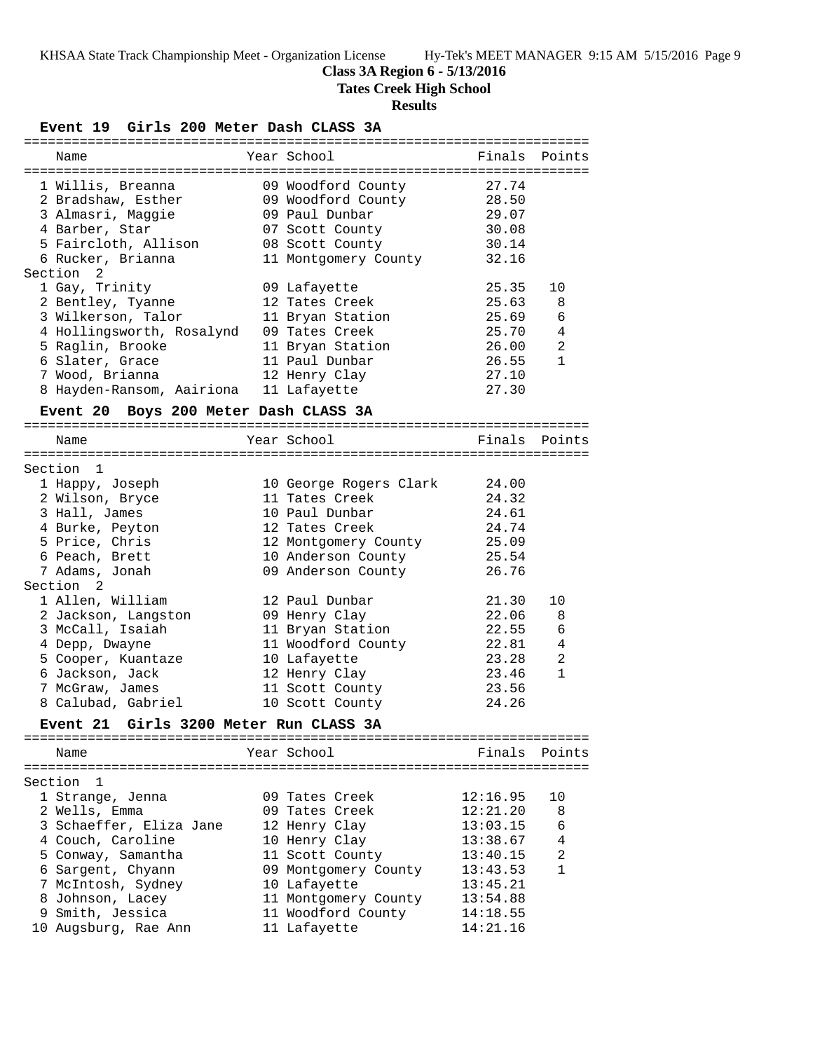**Class 3A Region 6 - 5/13/2016**

**Tates Creek High School**

**Results**

### Event 19 Girls 200 Meter Dash CLASS 3A

| Name | Year | School | Finals | Points |
|---|---|---|---|---|
| 1 Willis, Breanna | 09 | Woodford County | 27.74 | |
| 2 Bradshaw, Esther | 09 | Woodford County | 28.50 | |
| 3 Almasri, Maggie | 09 | Paul Dunbar | 29.07 | |
| 4 Barber, Star | 07 | Scott County | 30.08 | |
| 5 Faircloth, Allison | 08 | Scott County | 30.14 | |
| 6 Rucker, Brianna | 11 | Montgomery County | 32.16 | |
| **Section 2** | | | | |
| 1 Gay, Trinity | 09 | Lafayette | 25.35 | 10 |
| 2 Bentley, Tyanne | 12 | Tates Creek | 25.63 | 8 |
| 3 Wilkerson, Talor | 11 | Bryan Station | 25.69 | 6 |
| 4 Hollingsworth, Rosalynd | 09 | Tates Creek | 25.70 | 4 |
| 5 Raglin, Brooke | 11 | Bryan Station | 26.00 | 2 |
| 6 Slater, Grace | 11 | Paul Dunbar | 26.55 | 1 |
| 7 Wood, Brianna | 12 | Henry Clay | 27.10 | |
| 8 Hayden-Ransom, Aairiona | 11 | Lafayette | 27.30 | |

### Event 20 Boys 200 Meter Dash CLASS 3A

| Name | Year | School | Finals | Points |
|---|---|---|---|---|
| **Section 1** | | | | |
| 1 Happy, Joseph | 10 | George Rogers Clark | 24.00 | |
| 2 Wilson, Bryce | 11 | Tates Creek | 24.32 | |
| 3 Hall, James | 10 | Paul Dunbar | 24.61 | |
| 4 Burke, Peyton | 12 | Tates Creek | 24.74 | |
| 5 Price, Chris | 12 | Montgomery County | 25.09 | |
| 6 Peach, Brett | 10 | Anderson County | 25.54 | |
| 7 Adams, Jonah | 09 | Anderson County | 26.76 | |
| **Section 2** | | | | |
| 1 Allen, William | 12 | Paul Dunbar | 21.30 | 10 |
| 2 Jackson, Langston | 09 | Henry Clay | 22.06 | 8 |
| 3 McCall, Isaiah | 11 | Bryan Station | 22.55 | 6 |
| 4 Depp, Dwayne | 11 | Woodford County | 22.81 | 4 |
| 5 Cooper, Kuantaze | 10 | Lafayette | 23.28 | 2 |
| 6 Jackson, Jack | 12 | Henry Clay | 23.46 | 1 |
| 7 McGraw, James | 11 | Scott County | 23.56 | |
| 8 Calubad, Gabriel | 10 | Scott County | 24.26 | |

### Event 21 Girls 3200 Meter Run CLASS 3A

| Name | Year | School | Finals | Points |
|---|---|---|---|---|
| **Section 1** | | | | |
| 1 Strange, Jenna | 09 | Tates Creek | 12:16.95 | 10 |
| 2 Wells, Emma | 09 | Tates Creek | 12:21.20 | 8 |
| 3 Schaeffer, Eliza Jane | 12 | Henry Clay | 13:03.15 | 6 |
| 4 Couch, Caroline | 10 | Henry Clay | 13:38.67 | 4 |
| 5 Conway, Samantha | 11 | Scott County | 13:40.15 | 2 |
| 6 Sargent, Chyann | 09 | Montgomery County | 13:43.53 | 1 |
| 7 McIntosh, Sydney | 10 | Lafayette | 13:45.21 | |
| 8 Johnson, Lacey | 11 | Montgomery County | 13:54.88 | |
| 9 Smith, Jessica | 11 | Woodford County | 14:18.55 | |
| 10 Augsburg, Rae Ann | 11 | Lafayette | 14:21.16 | |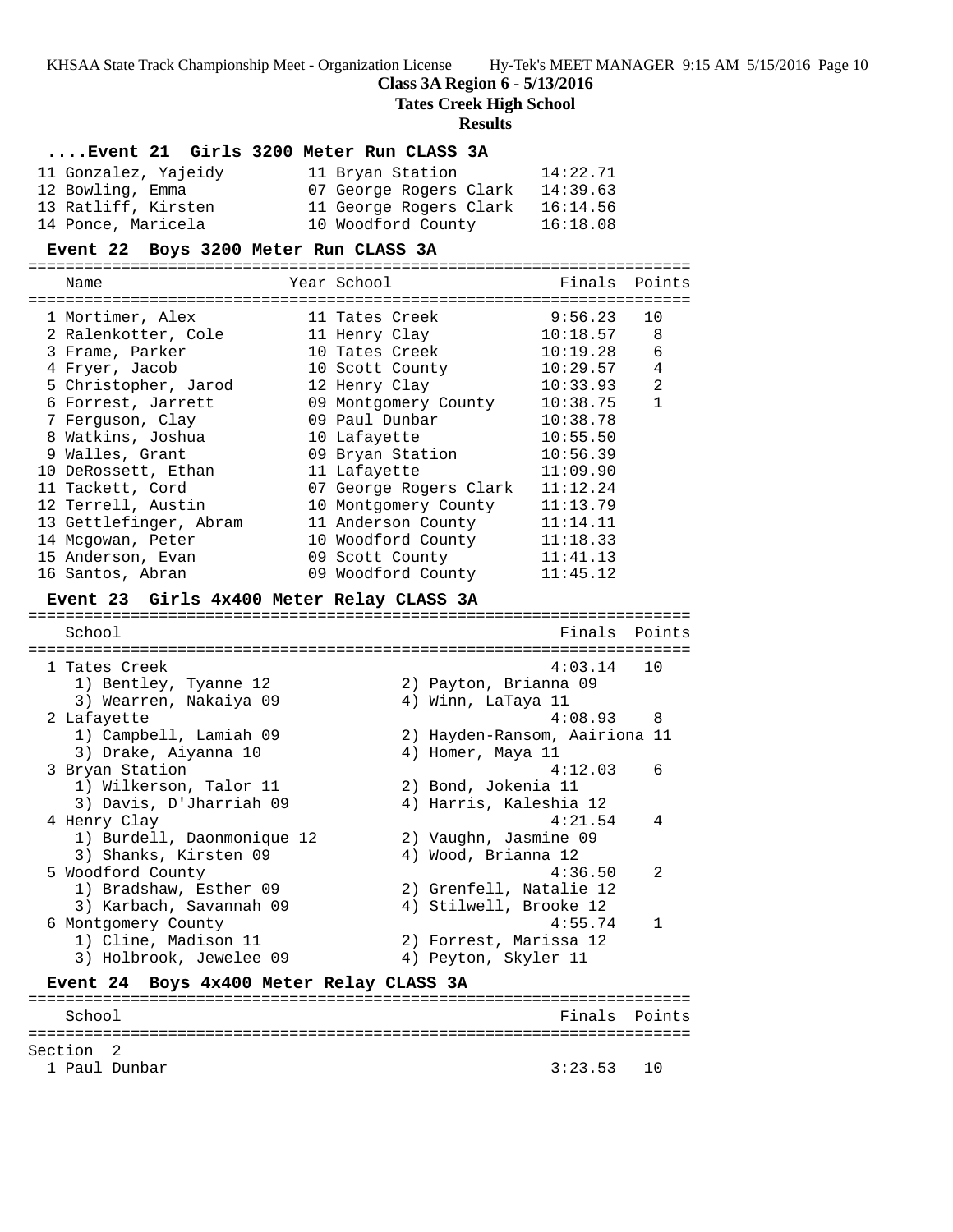**Class 3A Region 6 - 5/13/2016**

**Tates Creek High School**

**Results**

### ....Event 21 Girls 3200 Meter Run CLASS 3A

| | Name | Year | School | Finals | Points |
|---|---|---|---|---|---|
| 11 | Gonzalez, Yajeidy | 11 | Bryan Station | 14:22.71 | |
| 12 | Bowling, Emma | 07 | George Rogers Clark | 14:39.63 | |
| 13 | Ratliff, Kirsten | 11 | George Rogers Clark | 16:14.56 | |
| 14 | Ponce, Maricela | 10 | Woodford County | 16:18.08 | |

### Event 22 Boys 3200 Meter Run CLASS 3A

| | Name | Year | School | Finals | Points |
|---|---|---|---|---|---|
| 1 | Mortimer, Alex | 11 | Tates Creek | 9:56.23 | 10 |
| 2 | Ralenkotter, Cole | 11 | Henry Clay | 10:18.57 | 8 |
| 3 | Frame, Parker | 10 | Tates Creek | 10:19.28 | 6 |
| 4 | Fryer, Jacob | 10 | Scott County | 10:29.57 | 4 |
| 5 | Christopher, Jarod | 12 | Henry Clay | 10:33.93 | 2 |
| 6 | Forrest, Jarrett | 09 | Montgomery County | 10:38.75 | 1 |
| 7 | Ferguson, Clay | 09 | Paul Dunbar | 10:38.78 | |
| 8 | Watkins, Joshua | 10 | Lafayette | 10:55.50 | |
| 9 | Walles, Grant | 09 | Bryan Station | 10:56.39 | |
| 10 | DeRossett, Ethan | 11 | Lafayette | 11:09.90 | |
| 11 | Tackett, Cord | 07 | George Rogers Clark | 11:12.24 | |
| 12 | Terrell, Austin | 10 | Montgomery County | 11:13.79 | |
| 13 | Gettlefinger, Abram | 11 | Anderson County | 11:14.11 | |
| 14 | Mcgowan, Peter | 10 | Woodford County | 11:18.33 | |
| 15 | Anderson, Evan | 09 | Scott County | 11:41.13 | |
| 16 | Santos, Abran | 09 | Woodford County | 11:45.12 | |

### Event 23 Girls 4x400 Meter Relay CLASS 3A

| | School | | | Finals | Points |
|---|---|---|---|---|---|
| 1 | Tates Creek | | | 4:03.14 | 10 |
| | 1) Bentley, Tyanne 12 | 2) Payton, Brianna 09 | | | |
| | 3) Wearren, Nakaiya 09 | 4) Winn, LaTaya 11 | | | |
| 2 | Lafayette | | | 4:08.93 | 8 |
| | 1) Campbell, Lamiah 09 | 2) Hayden-Ransom, Aairiona 11 | | | |
| | 3) Drake, Aiyanna 10 | 4) Homer, Maya 11 | | | |
| 3 | Bryan Station | | | 4:12.03 | 6 |
| | 1) Wilkerson, Talor 11 | 2) Bond, Jokenia 11 | | | |
| | 3) Davis, D'Jharriah 09 | 4) Harris, Kaleshia 12 | | | |
| 4 | Henry Clay | | | 4:21.54 | 4 |
| | 1) Burdell, Daonmonique 12 | 2) Vaughn, Jasmine 09 | | | |
| | 3) Shanks, Kirsten 09 | 4) Wood, Brianna 12 | | | |
| 5 | Woodford County | | | 4:36.50 | 2 |
| | 1) Bradshaw, Esther 09 | 2) Grenfell, Natalie 12 | | | |
| | 3) Karbach, Savannah 09 | 4) Stilwell, Brooke 12 | | | |
| 6 | Montgomery County | | | 4:55.74 | 1 |
| | 1) Cline, Madison 11 | 2) Forrest, Marissa 12 | | | |
| | 3) Holbrook, Jewelee 09 | 4) Peyton, Skyler 11 | | | |

### Event 24 Boys 4x400 Meter Relay CLASS 3A

| | School | Finals | Points |
|---|---|---|---|
| **Section 2** | | | |
| 1 | Paul Dunbar | 3:23.53 | 10 |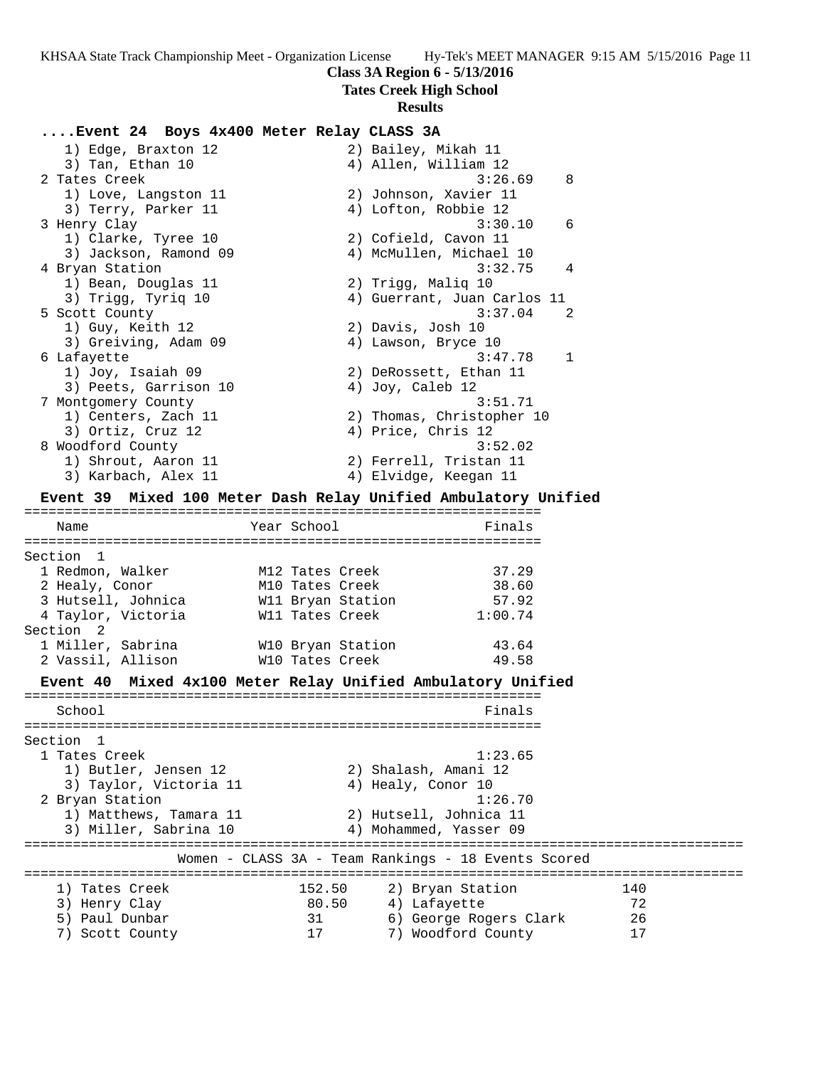Class 3A Region 6 - 5/13/2016

Tates Creek High School

Results

### ....Event 24 Boys 4x400 Meter Relay CLASS 3A

```
    1) Edge, Braxton 12              2) Bailey, Mikah 11
    3) Tan, Ethan 10                 4) Allen, William 12
  2 Tates Creek                                 3:26.69    8
    1) Love, Langston 11             2) Johnson, Xavier 11
    3) Terry, Parker 11              4) Lofton, Robbie 12
  3 Henry Clay                                  3:30.10    6
    1) Clarke, Tyree 10              2) Cofield, Cavon 11
    3) Jackson, Ramond 09            4) McMullen, Michael 10
  4 Bryan Station                               3:32.75    4
    1) Bean, Douglas 11              2) Trigg, Maliq 10
    3) Trigg, Tyriq 10               4) Guerrant, Juan Carlos 11
  5 Scott County                                3:37.04    2
    1) Guy, Keith 12                 2) Davis, Josh 10
    3) Greiving, Adam 09             4) Lawson, Bryce 10
  6 Lafayette                                   3:47.78    1
    1) Joy, Isaiah 09                2) DeRossett, Ethan 11
    3) Peets, Garrison 10            4) Joy, Caleb 12
  7 Montgomery County                           3:51.71
    1) Centers, Zach 11              2) Thomas, Christopher 10
    3) Ortiz, Cruz 12                4) Price, Chris 12
  8 Woodford County                             3:52.02
    1) Shrout, Aaron 11              2) Ferrell, Tristan 11
    3) Karbach, Alex 11              4) Elvidge, Keegan 11
```

### Event 39 Mixed 100 Meter Dash Relay Unified Ambulatory Unified

```
================================================================
   Name                    Year School                  Finals
================================================================
Section  1
  1 Redmon, Walker         M12 Tates Creek               37.29
  2 Healy, Conor           M10 Tates Creek               38.60
  3 Hutsell, Johnica       W11 Bryan Station             57.92
  4 Taylor, Victoria       W11 Tates Creek             1:00.74
Section  2
  1 Miller, Sabrina        W10 Bryan Station             43.64
  2 Vassil, Allison        W10 Tates Creek               49.58
```

### Event 40 Mixed 4x100 Meter Relay Unified Ambulatory Unified

```
================================================================
   School                                               Finals
================================================================
Section  1
  1 Tates Creek                                       1:23.65
    1) Butler, Jensen 12             2) Shalash, Amani 12
    3) Taylor, Victoria 11           4) Healy, Conor 10
  2 Bryan Station                                     1:26.70
    1) Matthews, Tamara 11           2) Hutsell, Johnica 11
    3) Miller, Sabrina 10            4) Mohammed, Yasser 09
```

### Women - CLASS 3A - Team Rankings - 18 Events Scored

```
    1) Tates Creek              152.50     2) Bryan Station            140
    3) Henry Clay                80.50     4) Lafayette                 72
    5) Paul Dunbar               31        6) George Rogers Clark       26
    7) Scott County              17        7) Woodford County           17
```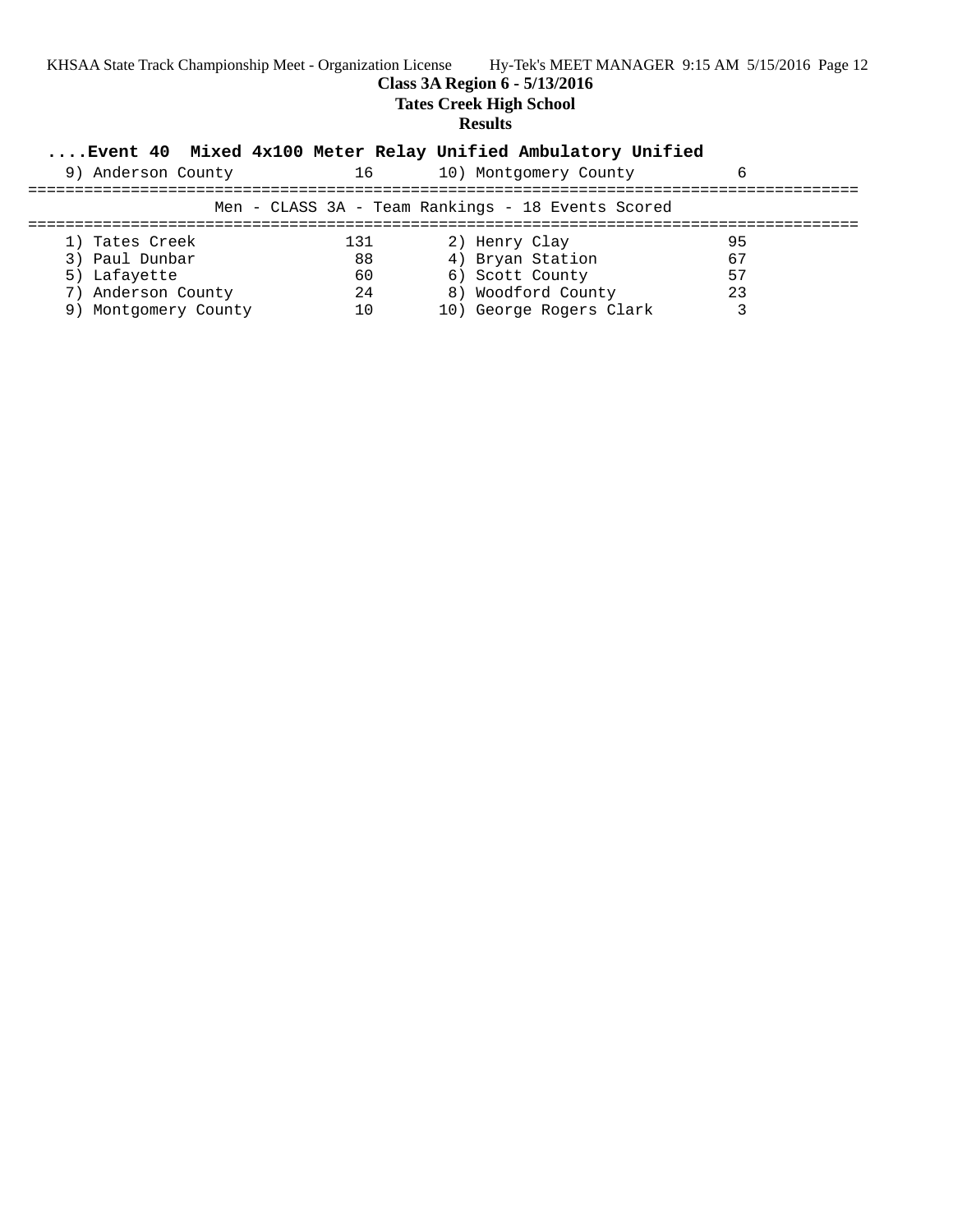**Class 3A Region 6 - 5/13/2016**

**Tates Creek High School**

**Results**

### ....Event 40 Mixed 4x100 Meter Relay Unified Ambulatory Unified

| | | | |
|---|---|---|---|
| 9) Anderson County | 16 | 10) Montgomery County | 6 |

### Men - CLASS 3A - Team Rankings - 18 Events Scored

| | | | |
|---|---|---|---|
| 1) Tates Creek | 131 | 2) Henry Clay | 95 |
| 3) Paul Dunbar | 88 | 4) Bryan Station | 67 |
| 5) Lafayette | 60 | 6) Scott County | 57 |
| 7) Anderson County | 24 | 8) Woodford County | 23 |
| 9) Montgomery County | 10 | 10) George Rogers Clark | 3 |